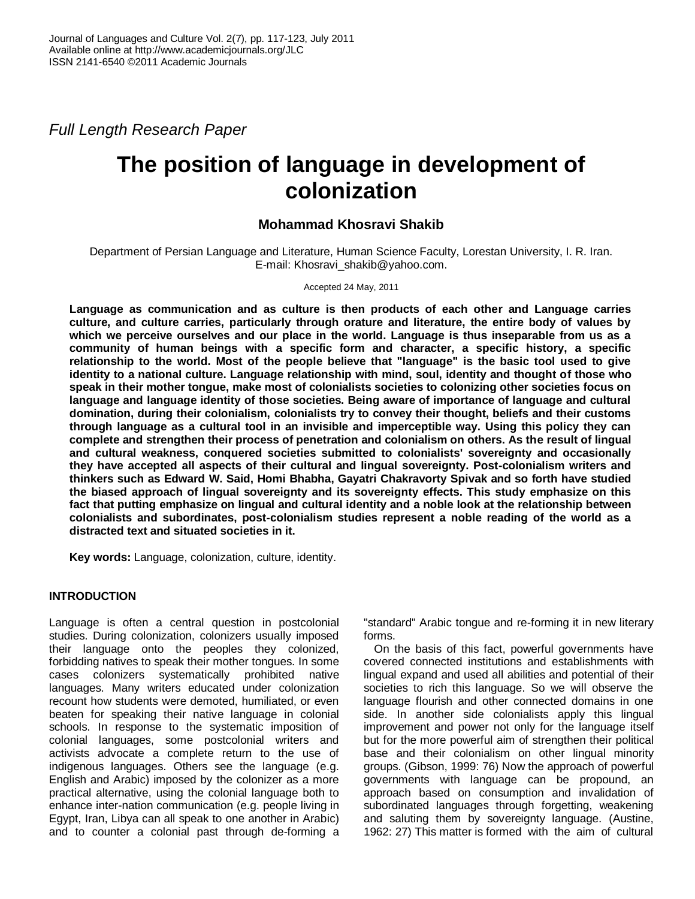*Full Length Research Paper*

# The position of language in development of colonization

**Mohammad Khosravi Shakib**

Department of Persian Language and Literature, Human Science Faculty, Lorestan University, I. R. Iran.
E-mail: Khosravi_shakib@yahoo.com.

Accepted 24 May, 2011

**Language as communication and as culture is then products of each other and Language carries culture, and culture carries, particularly through orature and literature, the entire body of values by which we perceive ourselves and our place in the world. Language is thus inseparable from us as a community of human beings with a specific form and character, a specific history, a specific relationship to the world. Most of the people believe that "language" is the basic tool used to give identity to a national culture. Language relationship with mind, soul, identity and thought of those who speak in their mother tongue, make most of colonialists societies to colonizing other societies focus on language and language identity of those societies. Being aware of importance of language and cultural domination, during their colonialism, colonialists try to convey their thought, beliefs and their customs through language as a cultural tool in an invisible and imperceptible way. Using this policy they can complete and strengthen their process of penetration and colonialism on others. As the result of lingual and cultural weakness, conquered societies submitted to colonialists' sovereignty and occasionally they have accepted all aspects of their cultural and lingual sovereignty. Post-colonialism writers and thinkers such as Edward W. Said, Homi Bhabha, Gayatri Chakravorty Spivak and so forth have studied the biased approach of lingual sovereignty and its sovereignty effects. This study emphasize on this fact that putting emphasize on lingual and cultural identity and a noble look at the relationship between colonialists and subordinates, post-colonialism studies represent a noble reading of the world as a distracted text and situated societies in it.**

**Key words:** Language, colonization, culture, identity.

## INTRODUCTION

Language is often a central question in postcolonial studies. During colonization, colonizers usually imposed their language onto the peoples they colonized, forbidding natives to speak their mother tongues. In some cases colonizers systematically prohibited native languages. Many writers educated under colonization recount how students were demoted, humiliated, or even beaten for speaking their native language in colonial schools. In response to the systematic imposition of colonial languages, some postcolonial writers and activists advocate a complete return to the use of indigenous languages. Others see the language (e.g. English and Arabic) imposed by the colonizer as a more practical alternative, using the colonial language both to enhance inter-nation communication (e.g. people living in Egypt, Iran, Libya can all speak to one another in Arabic) and to counter a colonial past through de-forming a "standard" Arabic tongue and re-forming it in new literary forms.

On the basis of this fact, powerful governments have covered connected institutions and establishments with lingual expand and used all abilities and potential of their societies to rich this language. So we will observe the language flourish and other connected domains in one side. In another side colonialists apply this lingual improvement and power not only for the language itself but for the more powerful aim of strengthen their political base and their colonialism on other lingual minority groups. (Gibson, 1999: 76) Now the approach of powerful governments with language can be propound, an approach based on consumption and invalidation of subordinated languages through forgetting, weakening and saluting them by sovereignty language. (Austine, 1962: 27) This matter is formed with the aim of cultural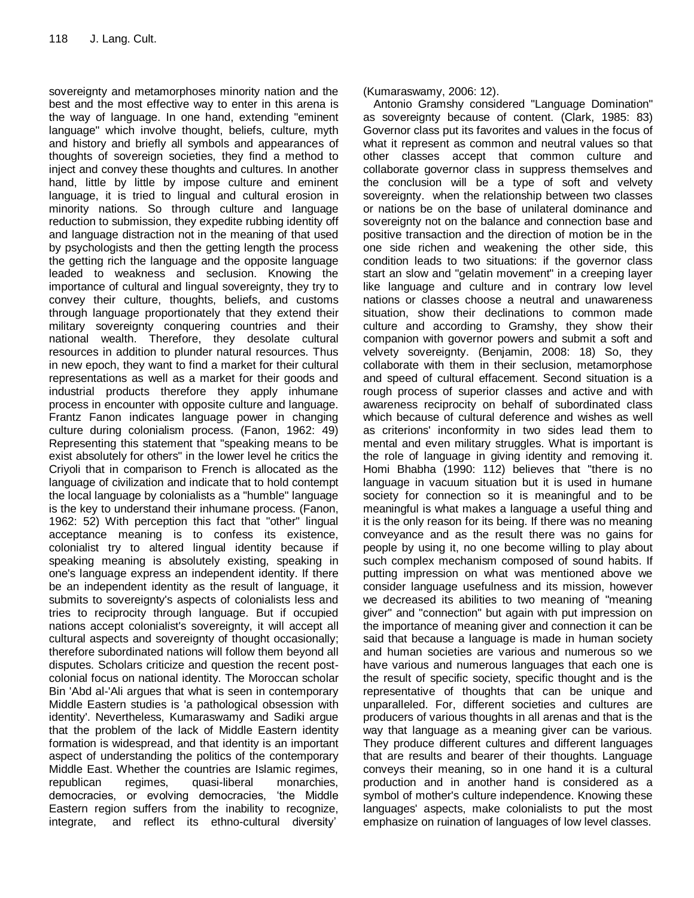sovereignty and metamorphoses minority nation and the best and the most effective way to enter in this arena is the way of language. In one hand, extending "eminent language" which involve thought, beliefs, culture, myth and history and briefly all symbols and appearances of thoughts of sovereign societies, they find a method to inject and convey these thoughts and cultures. In another hand, little by little by impose culture and eminent language, it is tried to lingual and cultural erosion in minority nations. So through culture and language reduction to submission, they expedite rubbing identity off and language distraction not in the meaning of that used by psychologists and then the getting length the process the getting rich the language and the opposite language leaded to weakness and seclusion. Knowing the importance of cultural and lingual sovereignty, they try to convey their culture, thoughts, beliefs, and customs through language proportionately that they extend their military sovereignty conquering countries and their national wealth. Therefore, they desolate cultural resources in addition to plunder natural resources. Thus in new epoch, they want to find a market for their cultural representations as well as a market for their goods and industrial products therefore they apply inhumane process in encounter with opposite culture and language. Frantz Fanon indicates language power in changing culture during colonialism process. (Fanon, 1962: 49) Representing this statement that "speaking means to be exist absolutely for others" in the lower level he critics the Criyoli that in comparison to French is allocated as the language of civilization and indicate that to hold contempt the local language by colonialists as a "humble" language is the key to understand their inhumane process. (Fanon, 1962: 52) With perception this fact that "other" lingual acceptance meaning is to confess its existence, colonialist try to altered lingual identity because if speaking meaning is absolutely existing, speaking in one's language express an independent identity. If there be an independent identity as the result of language, it submits to sovereignty's aspects of colonialists less and tries to reciprocity through language. But if occupied nations accept colonialist's sovereignty, it will accept all cultural aspects and sovereignty of thought occasionally; therefore subordinated nations will follow them beyond all disputes. Scholars criticize and question the recent post-colonial focus on national identity. The Moroccan scholar Bin 'Abd al-'Ali argues that what is seen in contemporary Middle Eastern studies is 'a pathological obsession with identity'. Nevertheless, Kumaraswamy and Sadiki argue that the problem of the lack of Middle Eastern identity formation is widespread, and that identity is an important aspect of understanding the politics of the contemporary Middle East. Whether the countries are Islamic regimes, republican regimes, quasi-liberal monarchies, democracies, or evolving democracies, 'the Middle Eastern region suffers from the inability to recognize, integrate, and reflect its ethno-cultural diversity' (Kumaraswamy, 2006: 12).

Antonio Gramshy considered "Language Domination" as sovereignty because of content. (Clark, 1985: 83) Governor class put its favorites and values in the focus of what it represent as common and neutral values so that other classes accept that common culture and collaborate governor class in suppress themselves and the conclusion will be a type of soft and velvety sovereignty. when the relationship between two classes or nations be on the base of unilateral dominance and sovereignty not on the balance and connection base and positive transaction and the direction of motion be in the one side richen and weakening the other side, this condition leads to two situations: if the governor class start an slow and "gelatin movement" in a creeping layer like language and culture and in contrary low level nations or classes choose a neutral and unawareness situation, show their declinations to common made culture and according to Gramshy, they show their companion with governor powers and submit a soft and velvety sovereignty. (Benjamin, 2008: 18) So, they collaborate with them in their seclusion, metamorphose and speed of cultural effacement. Second situation is a rough process of superior classes and active and with awareness reciprocity on behalf of subordinated class which because of cultural deference and wishes as well as criterions' inconformity in two sides lead them to mental and even military struggles. What is important is the role of language in giving identity and removing it. Homi Bhabha (1990: 112) believes that "there is no language in vacuum situation but it is used in humane society for connection so it is meaningful and to be meaningful is what makes a language a useful thing and it is the only reason for its being. If there was no meaning conveyance and as the result there was no gains for people by using it, no one become willing to play about such complex mechanism composed of sound habits. If putting impression on what was mentioned above we consider language usefulness and its mission, however we decreased its abilities to two meaning of "meaning giver" and "connection" but again with put impression on the importance of meaning giver and connection it can be said that because a language is made in human society and human societies are various and numerous so we have various and numerous languages that each one is the result of specific society, specific thought and is the representative of thoughts that can be unique and unparalleled. For, different societies and cultures are producers of various thoughts in all arenas and that is the way that language as a meaning giver can be various. They produce different cultures and different languages that are results and bearer of their thoughts. Language conveys their meaning, so in one hand it is a cultural production and in another hand is considered as a symbol of mother's culture independence. Knowing these languages' aspects, make colonialists to put the most emphasize on ruination of languages of low level classes.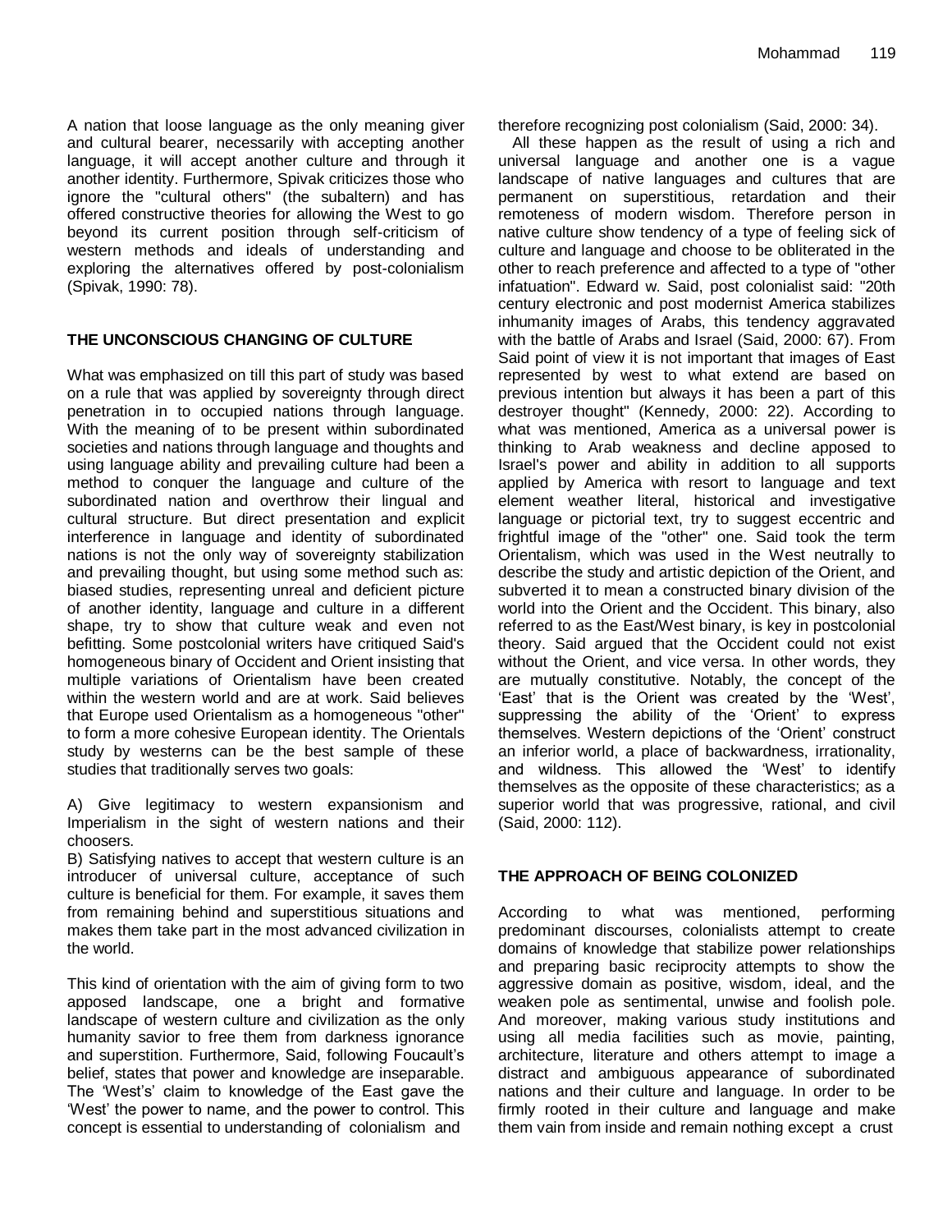A nation that loose language as the only meaning giver and cultural bearer, necessarily with accepting another language, it will accept another culture and through it another identity. Furthermore, Spivak criticizes those who ignore the "cultural others" (the subaltern) and has offered constructive theories for allowing the West to go beyond its current position through self-criticism of western methods and ideals of understanding and exploring the alternatives offered by post-colonialism (Spivak, 1990: 78).

## THE UNCONSCIOUS CHANGING OF CULTURE

What was emphasized on till this part of study was based on a rule that was applied by sovereignty through direct penetration in to occupied nations through language. With the meaning of to be present within subordinated societies and nations through language and thoughts and using language ability and prevailing culture had been a method to conquer the language and culture of the subordinated nation and overthrow their lingual and cultural structure. But direct presentation and explicit interference in language and identity of subordinated nations is not the only way of sovereignty stabilization and prevailing thought, but using some method such as: biased studies, representing unreal and deficient picture of another identity, language and culture in a different shape, try to show that culture weak and even not befitting. Some postcolonial writers have critiqued Said's homogeneous binary of Occident and Orient insisting that multiple variations of Orientalism have been created within the western world and are at work. Said believes that Europe used Orientalism as a homogeneous "other" to form a more cohesive European identity. The Orientals study by westerns can be the best sample of these studies that traditionally serves two goals:

A) Give legitimacy to western expansionism and Imperialism in the sight of western nations and their choosers.
B) Satisfying natives to accept that western culture is an introducer of universal culture, acceptance of such culture is beneficial for them. For example, it saves them from remaining behind and superstitious situations and makes them take part in the most advanced civilization in the world.

This kind of orientation with the aim of giving form to two apposed landscape, one a bright and formative landscape of western culture and civilization as the only humanity savior to free them from darkness ignorance and superstition. Furthermore, Said, following Foucault's belief, states that power and knowledge are inseparable. The 'West's' claim to knowledge of the East gave the 'West' the power to name, and the power to control. This concept is essential to understanding of colonialism and therefore recognizing post colonialism (Said, 2000: 34).

All these happen as the result of using a rich and universal language and another one is a vague landscape of native languages and cultures that are permanent on superstitious, retardation and their remoteness of modern wisdom. Therefore person in native culture show tendency of a type of feeling sick of culture and language and choose to be obliterated in the other to reach preference and affected to a type of "other infatuation". Edward w. Said, post colonialist said: "20th century electronic and post modernist America stabilizes inhumanity images of Arabs, this tendency aggravated with the battle of Arabs and Israel (Said, 2000: 67). From Said point of view it is not important that images of East represented by west to what extend are based on previous intention but always it has been a part of this destroyer thought" (Kennedy, 2000: 22). According to what was mentioned, America as a universal power is thinking to Arab weakness and decline apposed to Israel's power and ability in addition to all supports applied by America with resort to language and text element weather literal, historical and investigative language or pictorial text, try to suggest eccentric and frightful image of the "other" one. Said took the term Orientalism, which was used in the West neutrally to describe the study and artistic depiction of the Orient, and subverted it to mean a constructed binary division of the world into the Orient and the Occident. This binary, also referred to as the East/West binary, is key in postcolonial theory. Said argued that the Occident could not exist without the Orient, and vice versa. In other words, they are mutually constitutive. Notably, the concept of the 'East' that is the Orient was created by the 'West', suppressing the ability of the 'Orient' to express themselves. Western depictions of the 'Orient' construct an inferior world, a place of backwardness, irrationality, and wildness. This allowed the 'West' to identify themselves as the opposite of these characteristics; as a superior world that was progressive, rational, and civil (Said, 2000: 112).

## THE APPROACH OF BEING COLONIZED

According to what was mentioned, performing predominant discourses, colonialists attempt to create domains of knowledge that stabilize power relationships and preparing basic reciprocity attempts to show the aggressive domain as positive, wisdom, ideal, and the weaken pole as sentimental, unwise and foolish pole. And moreover, making various study institutions and using all media facilities such as movie, painting, architecture, literature and others attempt to image a distract and ambiguous appearance of subordinated nations and their culture and language. In order to be firmly rooted in their culture and language and make them vain from inside and remain nothing except a crust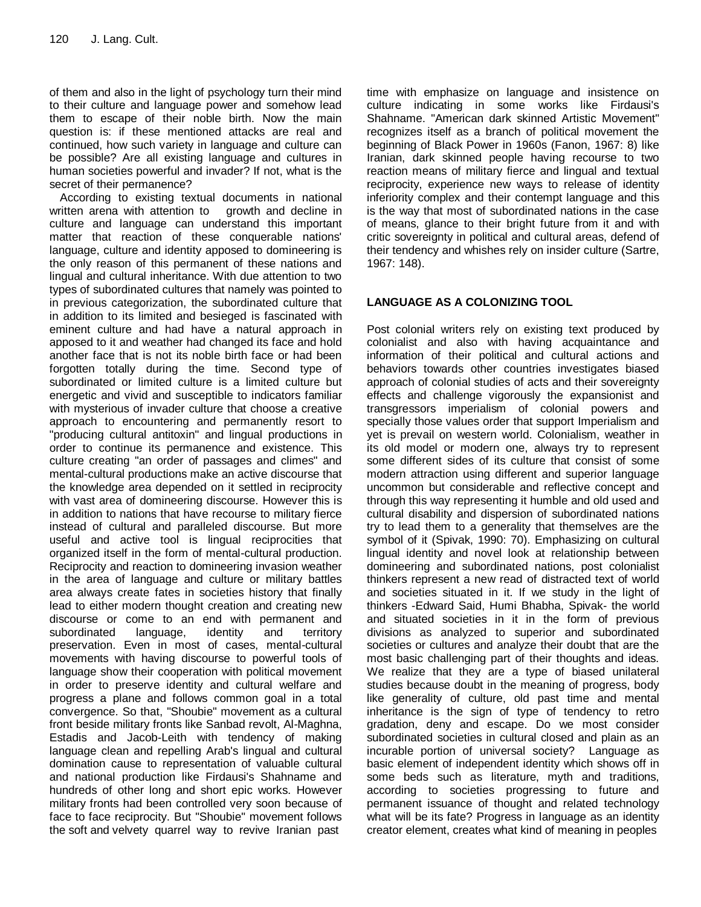of them and also in the light of psychology turn their mind to their culture and language power and somehow lead them to escape of their noble birth. Now the main question is: if these mentioned attacks are real and continued, how such variety in language and culture can be possible? Are all existing language and cultures in human societies powerful and invader? If not, what is the secret of their permanence?

According to existing textual documents in national written arena with attention to growth and decline in culture and language can understand this important matter that reaction of these conquerable nations' language, culture and identity apposed to domineering is the only reason of this permanent of these nations and lingual and cultural inheritance. With due attention to two types of subordinated cultures that namely was pointed to in previous categorization, the subordinated culture that in addition to its limited and besieged is fascinated with eminent culture and had have a natural approach in apposed to it and weather had changed its face and hold another face that is not its noble birth face or had been forgotten totally during the time. Second type of subordinated or limited culture is a limited culture but energetic and vivid and susceptible to indicators familiar with mysterious of invader culture that choose a creative approach to encountering and permanently resort to "producing cultural antitoxin" and lingual productions in order to continue its permanence and existence. This culture creating "an order of passages and climes" and mental-cultural productions make an active discourse that the knowledge area depended on it settled in reciprocity with vast area of domineering discourse. However this is in addition to nations that have recourse to military fierce instead of cultural and paralleled discourse. But more useful and active tool is lingual reciprocities that organized itself in the form of mental-cultural production. Reciprocity and reaction to domineering invasion weather in the area of language and culture or military battles area always create fates in societies history that finally lead to either modern thought creation and creating new discourse or come to an end with permanent and subordinated language, identity and territory preservation. Even in most of cases, mental-cultural movements with having discourse to powerful tools of language show their cooperation with political movement in order to preserve identity and cultural welfare and progress a plane and follows common goal in a total convergence. So that, "Shoubie" movement as a cultural front beside military fronts like Sanbad revolt, Al-Maghna, Estadis and Jacob-Leith with tendency of making language clean and repelling Arab's lingual and cultural domination cause to representation of valuable cultural and national production like Firdausi's Shahname and hundreds of other long and short epic works. However military fronts had been controlled very soon because of face to face reciprocity. But "Shoubie" movement follows the soft and velvety quarrel way to revive Iranian past time with emphasize on language and insistence on culture indicating in some works like Firdausi's Shahname. "American dark skinned Artistic Movement" recognizes itself as a branch of political movement the beginning of Black Power in 1960s (Fanon, 1967: 8) like Iranian, dark skinned people having recourse to two reaction means of military fierce and lingual and textual reciprocity, experience new ways to release of identity inferiority complex and their contempt language and this is the way that most of subordinated nations in the case of means, glance to their bright future from it and with critic sovereignty in political and cultural areas, defend of their tendency and whishes rely on insider culture (Sartre, 1967: 148).

## LANGUAGE AS A COLONIZING TOOL

Post colonial writers rely on existing text produced by colonialist and also with having acquaintance and information of their political and cultural actions and behaviors towards other countries investigates biased approach of colonial studies of acts and their sovereignty effects and challenge vigorously the expansionist and transgressors imperialism of colonial powers and specially those values order that support Imperialism and yet is prevail on western world. Colonialism, weather in its old model or modern one, always try to represent some different sides of its culture that consist of some modern attraction using different and superior language uncommon but considerable and reflective concept and through this way representing it humble and old used and cultural disability and dispersion of subordinated nations try to lead them to a generality that themselves are the symbol of it (Spivak, 1990: 70). Emphasizing on cultural lingual identity and novel look at relationship between domineering and subordinated nations, post colonialist thinkers represent a new read of distracted text of world and societies situated in it. If we study in the light of thinkers -Edward Said, Humi Bhabha, Spivak- the world and situated societies in it in the form of previous divisions as analyzed to superior and subordinated societies or cultures and analyze their doubt that are the most basic challenging part of their thoughts and ideas. We realize that they are a type of biased unilateral studies because doubt in the meaning of progress, body like generality of culture, old past time and mental inheritance is the sign of type of tendency to retro gradation, deny and escape. Do we most consider subordinated societies in cultural closed and plain as an incurable portion of universal society? Language as basic element of independent identity which shows off in some beds such as literature, myth and traditions, according to societies progressing to future and permanent issuance of thought and related technology what will be its fate? Progress in language as an identity creator element, creates what kind of meaning in peoples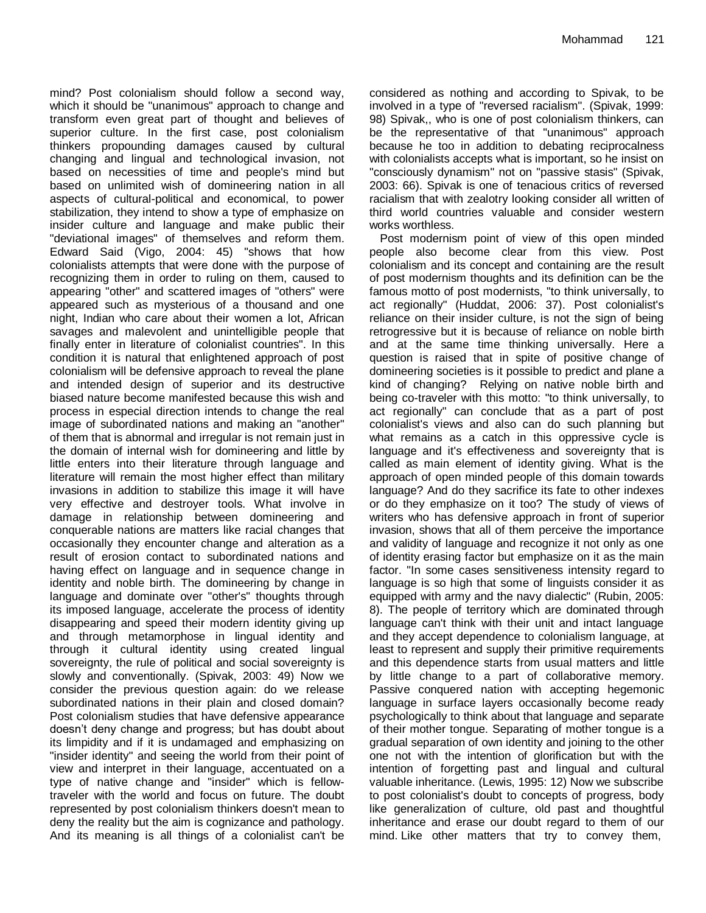mind? Post colonialism should follow a second way, which it should be "unanimous" approach to change and transform even great part of thought and believes of superior culture. In the first case, post colonialism thinkers propounding damages caused by cultural changing and lingual and technological invasion, not based on necessities of time and people's mind but based on unlimited wish of domineering nation in all aspects of cultural-political and economical, to power stabilization, they intend to show a type of emphasize on insider culture and language and make public their "deviational images" of themselves and reform them. Edward Said (Vigo, 2004: 45) "shows that how colonialists attempts that were done with the purpose of recognizing them in order to ruling on them, caused to appearing "other" and scattered images of "others" were appeared such as mysterious of a thousand and one night, Indian who care about their women a lot, African savages and malevolent and unintelligible people that finally enter in literature of colonialist countries". In this condition it is natural that enlightened approach of post colonialism will be defensive approach to reveal the plane and intended design of superior and its destructive biased nature become manifested because this wish and process in especial direction intends to change the real image of subordinated nations and making an "another" of them that is abnormal and irregular is not remain just in the domain of internal wish for domineering and little by little enters into their literature through language and literature will remain the most higher effect than military invasions in addition to stabilize this image it will have very effective and destroyer tools. What involve in damage in relationship between domineering and conquerable nations are matters like racial changes that occasionally they encounter change and alteration as a result of erosion contact to subordinated nations and having effect on language and in sequence change in identity and noble birth. The domineering by change in language and dominate over "other's" thoughts through its imposed language, accelerate the process of identity disappearing and speed their modern identity giving up and through metamorphose in lingual identity and through it cultural identity using created lingual sovereignty, the rule of political and social sovereignty is slowly and conventionally. (Spivak, 2003: 49) Now we consider the previous question again: do we release subordinated nations in their plain and closed domain? Post colonialism studies that have defensive appearance doesn't deny change and progress; but has doubt about its limpidity and if it is undamaged and emphasizing on "insider identity" and seeing the world from their point of view and interpret in their language, accentuated on a type of native change and "insider" which is fellow-traveler with the world and focus on future. The doubt represented by post colonialism thinkers doesn't mean to deny the reality but the aim is cognizance and pathology. And its meaning is all things of a colonialist can't be considered as nothing and according to Spivak, to be involved in a type of "reversed racialism". (Spivak, 1999: 98) Spivak,, who is one of post colonialism thinkers, can be the representative of that "unanimous" approach because he too in addition to debating reciprocalness with colonialists accepts what is important, so he insist on "consciously dynamism" not on "passive stasis" (Spivak, 2003: 66). Spivak is one of tenacious critics of reversed racialism that with zealotry looking consider all written of third world countries valuable and consider western works worthless.

Post modernism point of view of this open minded people also become clear from this view. Post colonialism and its concept and containing are the result of post modernism thoughts and its definition can be the famous motto of post modernists, "to think universally, to act regionally" (Huddat, 2006: 37). Post colonialist's reliance on their insider culture, is not the sign of being retrogressive but it is because of reliance on noble birth and at the same time thinking universally. Here a question is raised that in spite of positive change of domineering societies is it possible to predict and plane a kind of changing? Relying on native noble birth and being co-traveler with this motto: "to think universally, to act regionally" can conclude that as a part of post colonialist's views and also can do such planning but what remains as a catch in this oppressive cycle is language and it's effectiveness and sovereignty that is called as main element of identity giving. What is the approach of open minded people of this domain towards language? And do they sacrifice its fate to other indexes or do they emphasize on it too? The study of views of writers who has defensive approach in front of superior invasion, shows that all of them perceive the importance and validity of language and recognize it not only as one of identity erasing factor but emphasize on it as the main factor. "In some cases sensitiveness intensity regard to language is so high that some of linguists consider it as equipped with army and the navy dialectic" (Rubin, 2005: 8). The people of territory which are dominated through language can't think with their unit and intact language and they accept dependence to colonialism language, at least to represent and supply their primitive requirements and this dependence starts from usual matters and little by little change to a part of collaborative memory. Passive conquered nation with accepting hegemonic language in surface layers occasionally become ready psychologically to think about that language and separate of their mother tongue. Separating of mother tongue is a gradual separation of own identity and joining to the other one not with the intention of glorification but with the intention of forgetting past and lingual and cultural valuable inheritance. (Lewis, 1995: 12) Now we subscribe to post colonialist's doubt to concepts of progress, body like generalization of culture, old past and thoughtful inheritance and erase our doubt regard to them of our mind. Like other matters that try to convey them,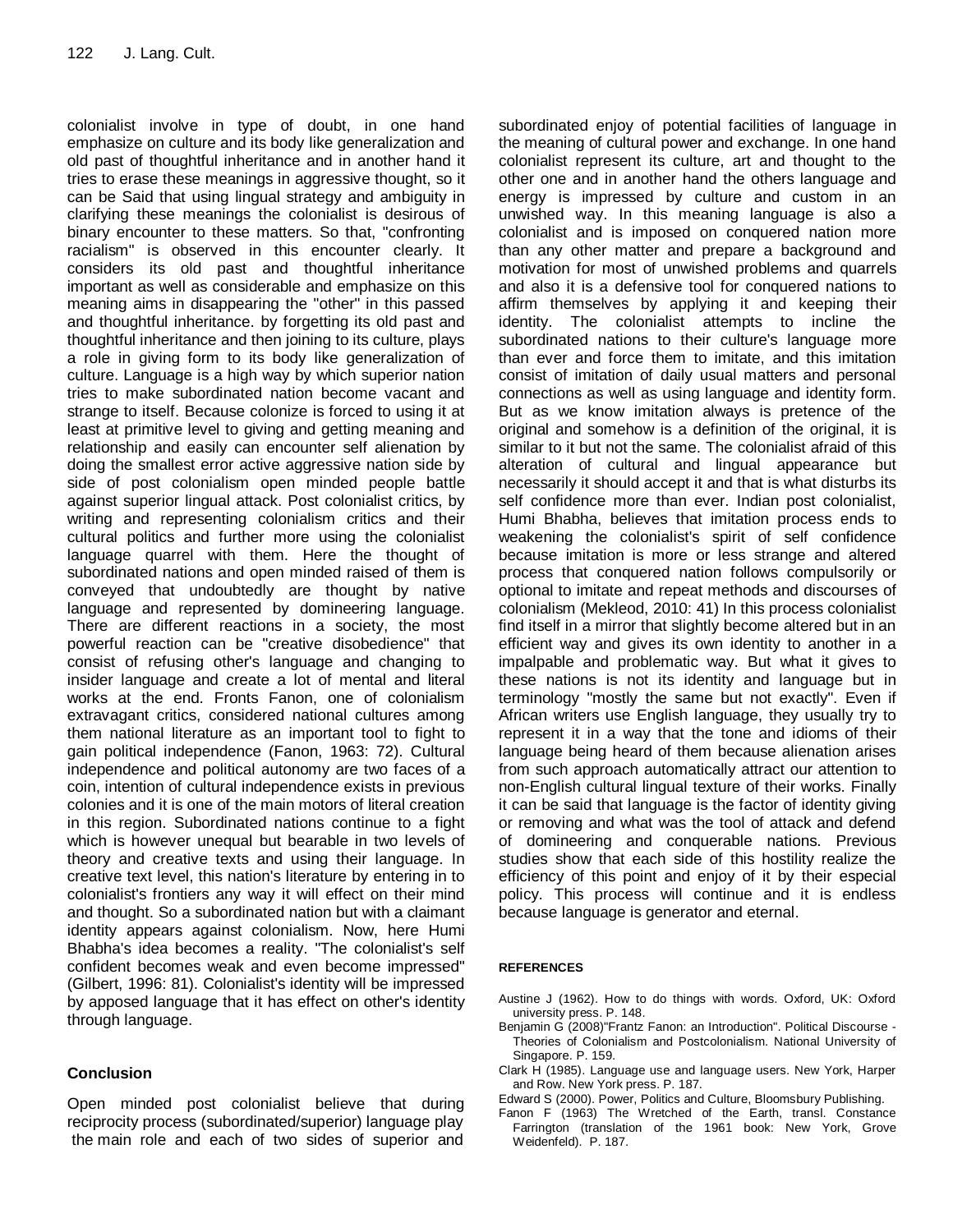colonialist involve in type of doubt, in one hand emphasize on culture and its body like generalization and old past of thoughtful inheritance and in another hand it tries to erase these meanings in aggressive thought, so it can be Said that using lingual strategy and ambiguity in clarifying these meanings the colonialist is desirous of binary encounter to these matters. So that, "confronting racialism" is observed in this encounter clearly. It considers its old past and thoughtful inheritance important as well as considerable and emphasize on this meaning aims in disappearing the "other" in this passed and thoughtful inheritance. by forgetting its old past and thoughtful inheritance and then joining to its culture, plays a role in giving form to its body like generalization of culture. Language is a high way by which superior nation tries to make subordinated nation become vacant and strange to itself. Because colonize is forced to using it at least at primitive level to giving and getting meaning and relationship and easily can encounter self alienation by doing the smallest error active aggressive nation side by side of post colonialism open minded people battle against superior lingual attack. Post colonialist critics, by writing and representing colonialism critics and their cultural politics and further more using the colonialist language quarrel with them. Here the thought of subordinated nations and open minded raised of them is conveyed that undoubtedly are thought by native language and represented by domineering language. There are different reactions in a society, the most powerful reaction can be "creative disobedience" that consist of refusing other's language and changing to insider language and create a lot of mental and literal works at the end. Fronts Fanon, one of colonialism extravagant critics, considered national cultures among them national literature as an important tool to fight to gain political independence (Fanon, 1963: 72). Cultural independence and political autonomy are two faces of a coin, intention of cultural independence exists in previous colonies and it is one of the main motors of literal creation in this region. Subordinated nations continue to a fight which is however unequal but bearable in two levels of theory and creative texts and using their language. In creative text level, this nation's literature by entering in to colonialist's frontiers any way it will effect on their mind and thought. So a subordinated nation but with a claimant identity appears against colonialism. Now, here Humi Bhabha's idea becomes a reality. "The colonialist's self confident becomes weak and even become impressed" (Gilbert, 1996: 81). Colonialist's identity will be impressed by apposed language that it has effect on other's identity through language.

## Conclusion

Open minded post colonialist believe that during reciprocity process (subordinated/superior) language play the main role and each of two sides of superior and subordinated enjoy of potential facilities of language in the meaning of cultural power and exchange. In one hand colonialist represent its culture, art and thought to the other one and in another hand the others language and energy is impressed by culture and custom in an unwished way. In this meaning language is also a colonialist and is imposed on conquered nation more than any other matter and prepare a background and motivation for most of unwished problems and quarrels and also it is a defensive tool for conquered nations to affirm themselves by applying it and keeping their identity. The colonialist attempts to incline the subordinated nations to their culture's language more than ever and force them to imitate, and this imitation consist of imitation of daily usual matters and personal connections as well as using language and identity form. But as we know imitation always is pretence of the original and somehow is a definition of the original, it is similar to it but not the same. The colonialist afraid of this alteration of cultural and lingual appearance but necessarily it should accept it and that is what disturbs its self confidence more than ever. Indian post colonialist, Humi Bhabha, believes that imitation process ends to weakening the colonialist's spirit of self confidence because imitation is more or less strange and altered process that conquered nation follows compulsorily or optional to imitate and repeat methods and discourses of colonialism (Mekleod, 2010: 41) In this process colonialist find itself in a mirror that slightly become altered but in an efficient way and gives its own identity to another in a impalpable and problematic way. But what it gives to these nations is not its identity and language but in terminology "mostly the same but not exactly". Even if African writers use English language, they usually try to represent it in a way that the tone and idioms of their language being heard of them because alienation arises from such approach automatically attract our attention to non-English cultural lingual texture of their works. Finally it can be said that language is the factor of identity giving or removing and what was the tool of attack and defend of domineering and conquerable nations. Previous studies show that each side of this hostility realize the efficiency of this point and enjoy of it by their especial policy. This process will continue and it is endless because language is generator and eternal.

## REFERENCES

Austine J (1962). How to do things with words. Oxford, UK: Oxford university press. P. 148.

Benjamin G (2008)"Frantz Fanon: an Introduction". Political Discourse - Theories of Colonialism and Postcolonialism. National University of Singapore. P. 159.

Clark H (1985). Language use and language users. New York, Harper and Row. New York press. P. 187.

Edward S (2000). Power, Politics and Culture, Bloomsbury Publishing.

Fanon F (1963) The Wretched of the Earth, transl. Constance Farrington (translation of the 1961 book: New York, Grove Weidenfeld). P. 187.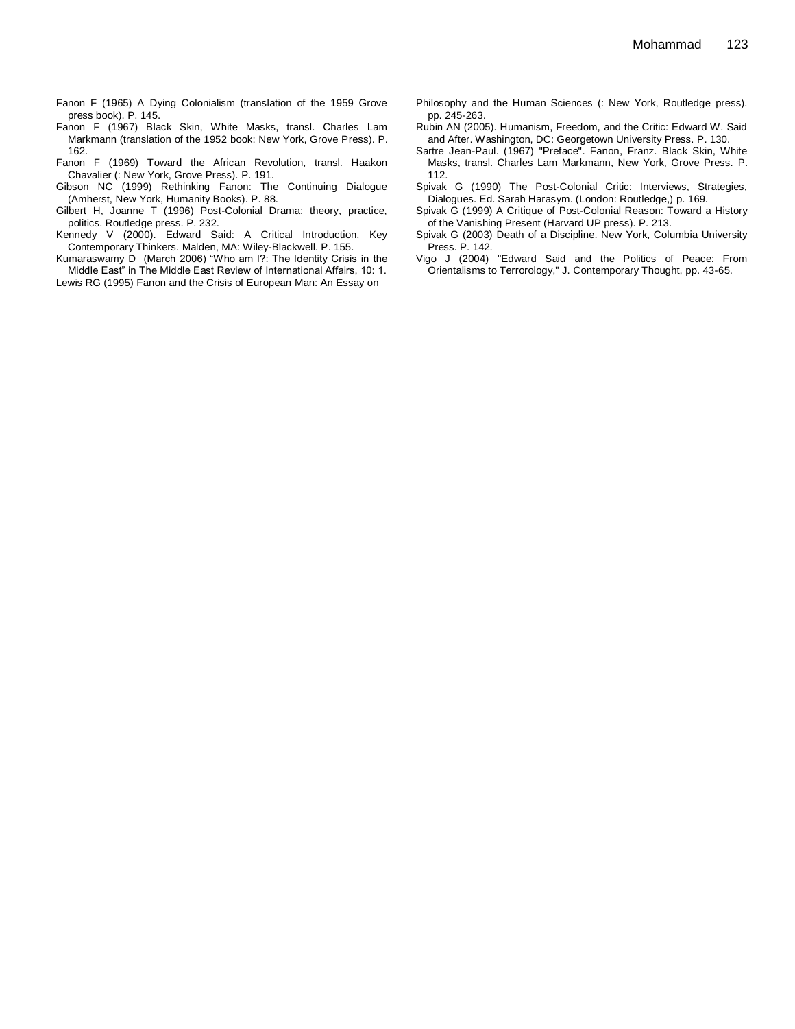Fanon F (1965) A Dying Colonialism (translation of the 1959 Grove press book). P. 145.

Fanon F (1967) Black Skin, White Masks, transl. Charles Lam Markmann (translation of the 1952 book: New York, Grove Press). P. 162.

Fanon F (1969) Toward the African Revolution, transl. Haakon Chavalier (: New York, Grove Press). P. 191.

Gibson NC (1999) Rethinking Fanon: The Continuing Dialogue (Amherst, New York, Humanity Books). P. 88.

Gilbert H, Joanne T (1996) Post-Colonial Drama: theory, practice, politics. Routledge press. P. 232.

Kennedy V (2000). Edward Said: A Critical Introduction, Key Contemporary Thinkers. Malden, MA: Wiley-Blackwell. P. 155.

Kumaraswamy D (March 2006) "Who am I?: The Identity Crisis in the Middle East" in The Middle East Review of International Affairs, 10: 1.

Lewis RG (1995) Fanon and the Crisis of European Man: An Essay on Philosophy and the Human Sciences (: New York, Routledge press). pp. 245-263.

Rubin AN (2005). Humanism, Freedom, and the Critic: Edward W. Said and After. Washington, DC: Georgetown University Press. P. 130.

Sartre Jean-Paul. (1967) "Preface". Fanon, Franz. Black Skin, White Masks, transl. Charles Lam Markmann, New York, Grove Press. P. 112.

Spivak G (1990) The Post-Colonial Critic: Interviews, Strategies, Dialogues. Ed. Sarah Harasym. (London: Routledge,) p. 169.

Spivak G (1999) A Critique of Post-Colonial Reason: Toward a History of the Vanishing Present (Harvard UP press). P. 213.

Spivak G (2003) Death of a Discipline. New York, Columbia University Press. P. 142.

Vigo J (2004) "Edward Said and the Politics of Peace: From Orientalisms to Terrorology," J. Contemporary Thought, pp. 43-65.